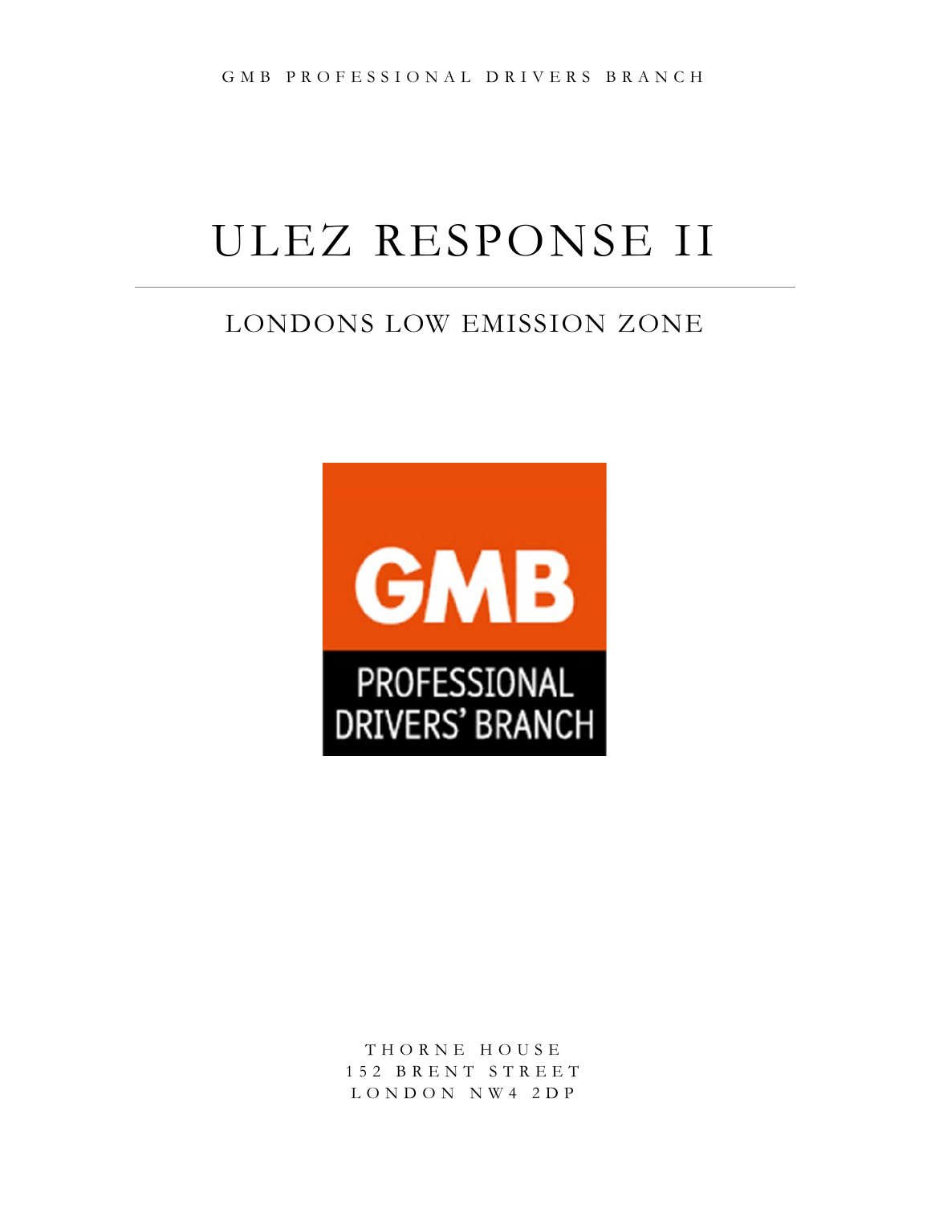GMB PROFESSIONAL DRIVERS BRANCH

# ULEZ RESPONSE II

## LONDONS LOW EMISSION ZONE

GMB

PROFESSIONAL DRIVERS' BRANCH

THORNE HOUSE
152 BRENT STREET
LONDON NW4 2DP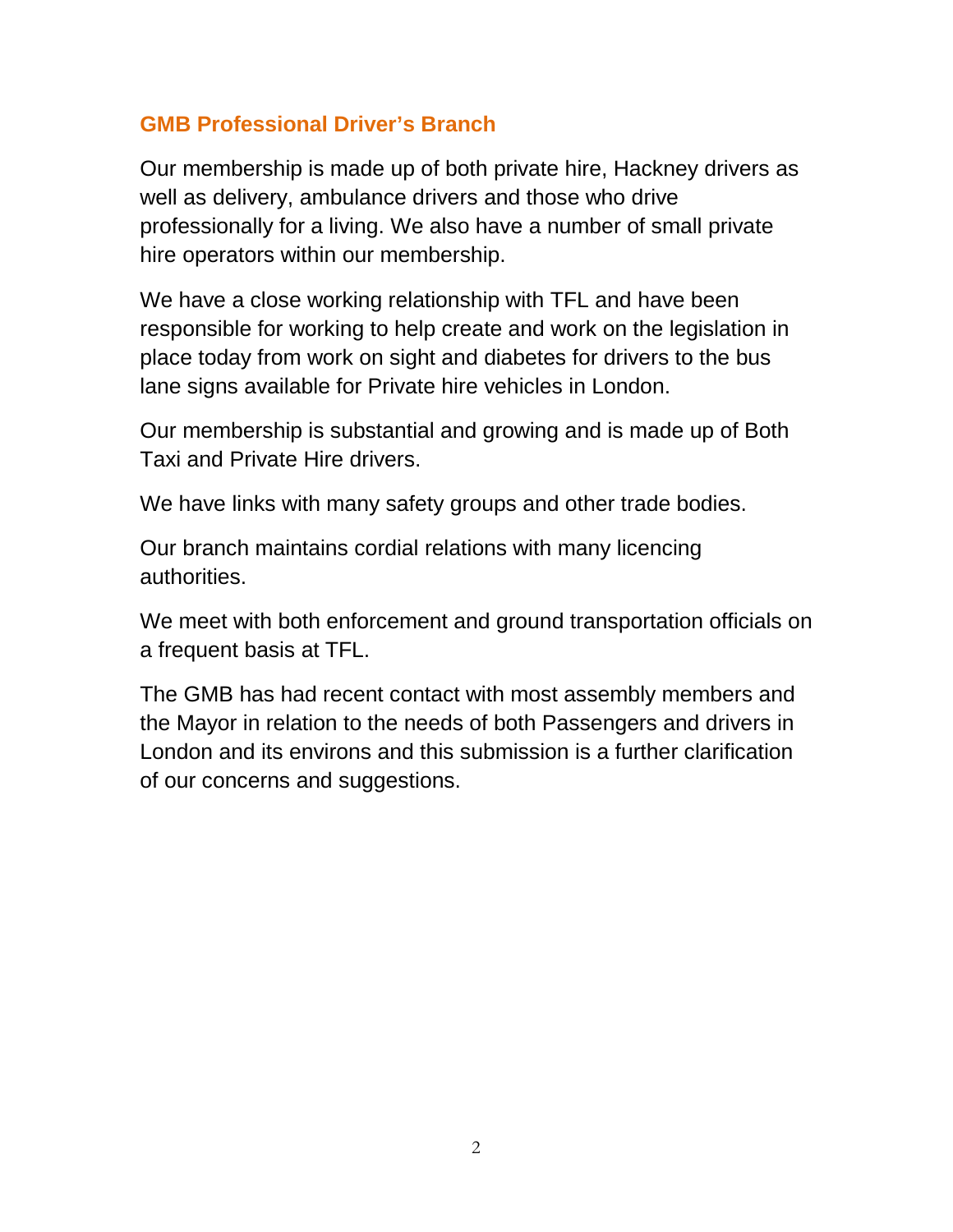## GMB Professional Driver's Branch

Our membership is made up of both private hire, Hackney drivers as well as delivery, ambulance drivers and those who drive professionally for a living. We also have a number of small private hire operators within our membership.

We have a close working relationship with TFL and have been responsible for working to help create and work on the legislation in place today from work on sight and diabetes for drivers to the bus lane signs available for Private hire vehicles in London.

Our membership is substantial and growing and is made up of Both Taxi and Private Hire drivers.

We have links with many safety groups and other trade bodies.

Our branch maintains cordial relations with many licencing authorities.

We meet with both enforcement and ground transportation officials on a frequent basis at TFL.

The GMB has had recent contact with most assembly members and the Mayor in relation to the needs of both Passengers and drivers in London and its environs and this submission is a further clarification of our concerns and suggestions.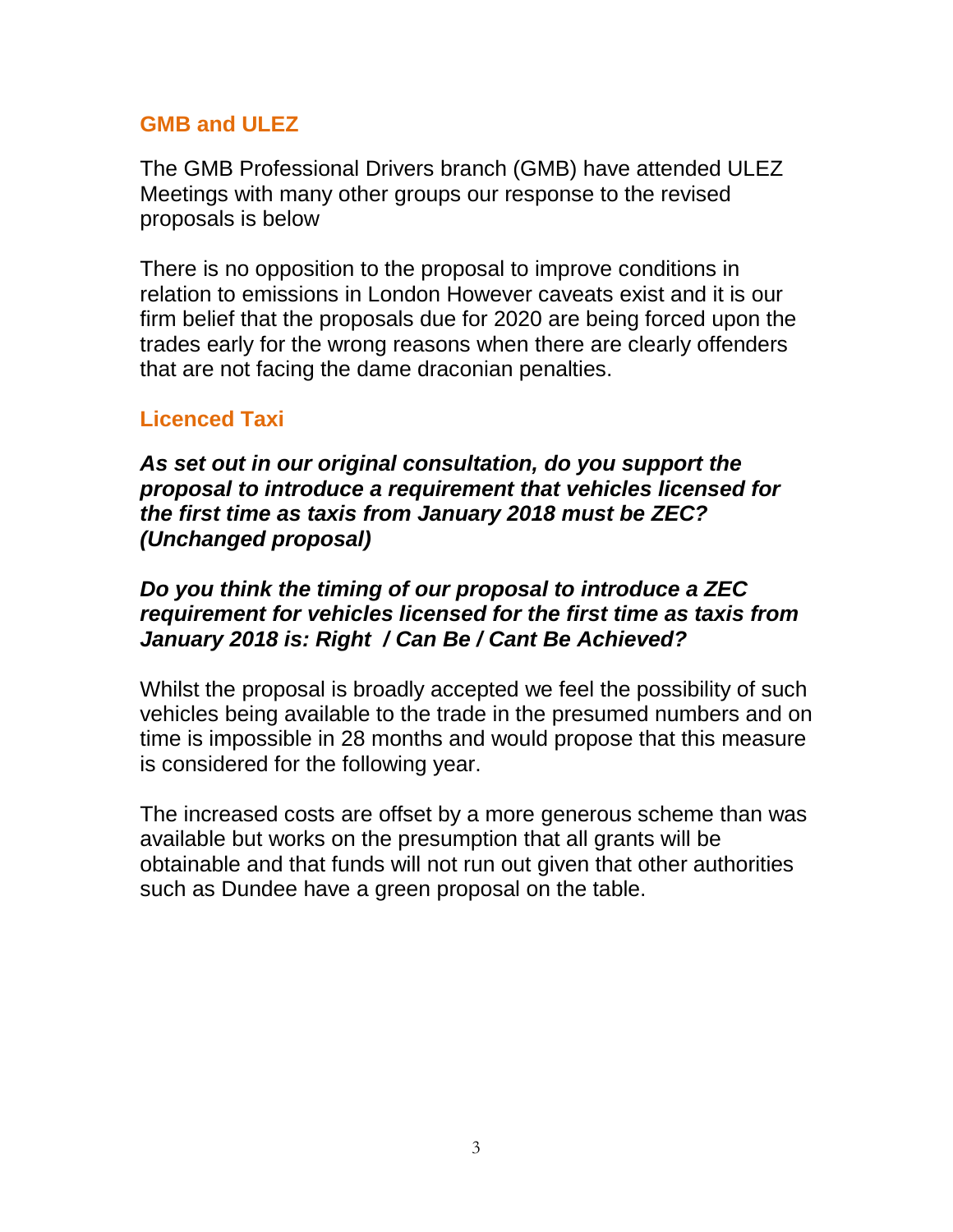## GMB and ULEZ

The GMB Professional Drivers branch (GMB) have attended ULEZ Meetings with many other groups our response to the revised proposals is below

There is no opposition to the proposal to improve conditions in relation to emissions in London However caveats exist and it is our firm belief that the proposals due for 2020 are being forced upon the trades early for the wrong reasons when there are clearly offenders that are not facing the dame draconian penalties.

## Licenced Taxi

***As set out in our original consultation, do you support the proposal to introduce a requirement that vehicles licensed for the first time as taxis from January 2018 must be ZEC? (Unchanged proposal)***

***Do you think the timing of our proposal to introduce a ZEC requirement for vehicles licensed for the first time as taxis from January 2018 is: Right / Can Be / Cant Be Achieved?***

Whilst the proposal is broadly accepted we feel the possibility of such vehicles being available to the trade in the presumed numbers and on time is impossible in 28 months and would propose that this measure is considered for the following year.

The increased costs are offset by a more generous scheme than was available but works on the presumption that all grants will be obtainable and that funds will not run out given that other authorities such as Dundee have a green proposal on the table.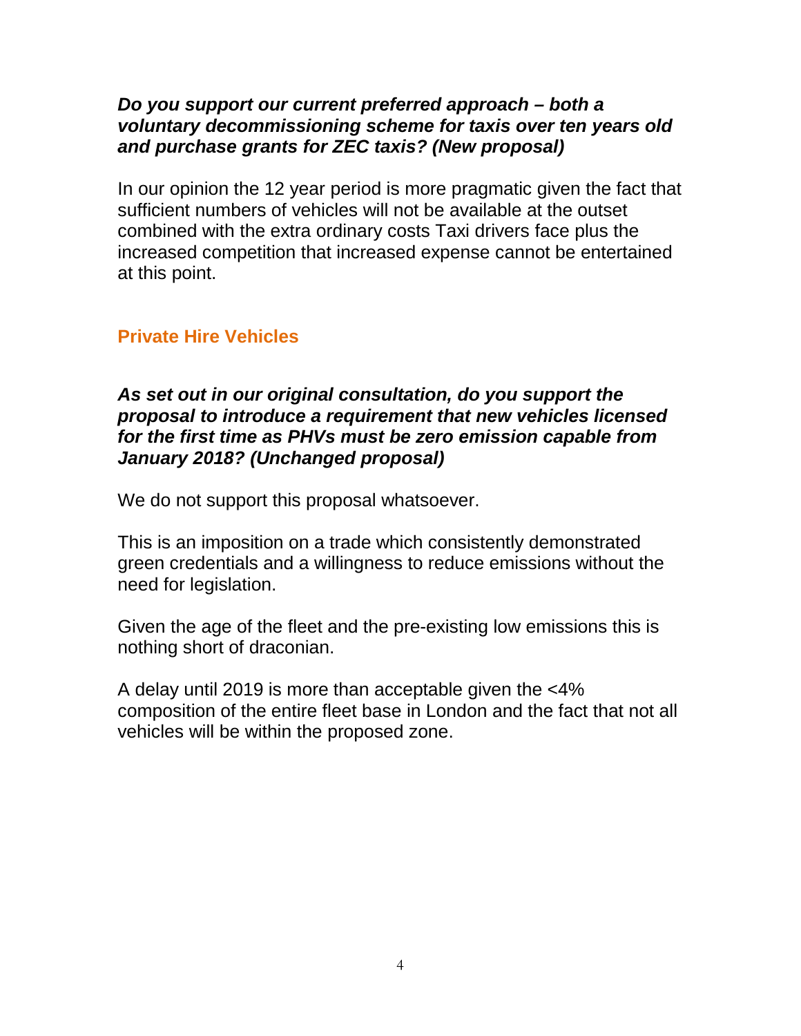***Do you support our current preferred approach – both a voluntary decommissioning scheme for taxis over ten years old and purchase grants for ZEC taxis? (New proposal)***

In our opinion the 12 year period is more pragmatic given the fact that sufficient numbers of vehicles will not be available at the outset combined with the extra ordinary costs Taxi drivers face plus the increased competition that increased expense cannot be entertained at this point.

## Private Hire Vehicles

***As set out in our original consultation, do you support the proposal to introduce a requirement that new vehicles licensed for the first time as PHVs must be zero emission capable from January 2018? (Unchanged proposal)***

We do not support this proposal whatsoever.

This is an imposition on a trade which consistently demonstrated green credentials and a willingness to reduce emissions without the need for legislation.

Given the age of the fleet and the pre-existing low emissions this is nothing short of draconian.

A delay until 2019 is more than acceptable given the <4% composition of the entire fleet base in London and the fact that not all vehicles will be within the proposed zone.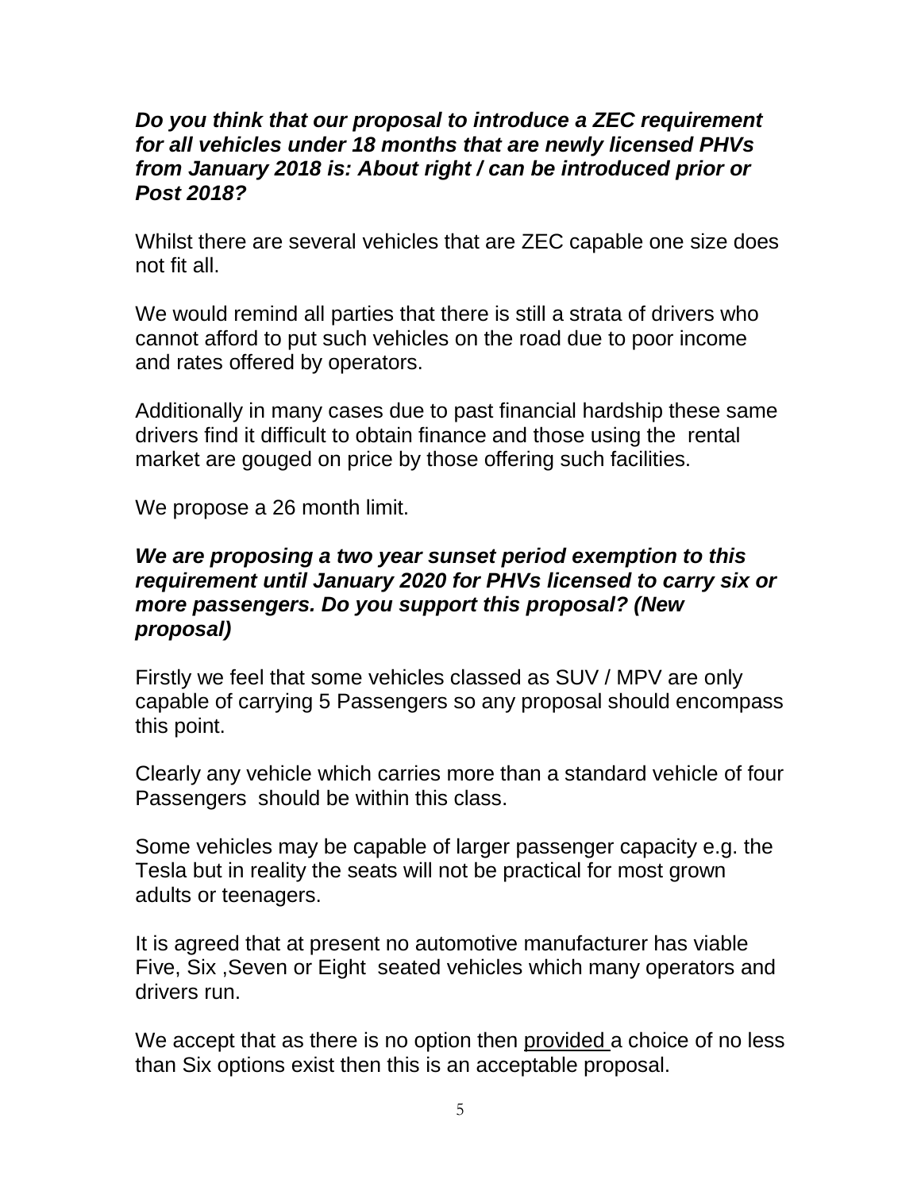***Do you think that our proposal to introduce a ZEC requirement for all vehicles under 18 months that are newly licensed PHVs from January 2018 is: About right / can be introduced prior or Post 2018?***

Whilst there are several vehicles that are ZEC capable one size does not fit all.

We would remind all parties that there is still a strata of drivers who cannot afford to put such vehicles on the road due to poor income and rates offered by operators.

Additionally in many cases due to past financial hardship these same drivers find it difficult to obtain finance and those using the rental market are gouged on price by those offering such facilities.

We propose a 26 month limit.

***We are proposing a two year sunset period exemption to this requirement until January 2020 for PHVs licensed to carry six or more passengers. Do you support this proposal? (New proposal)***

Firstly we feel that some vehicles classed as SUV / MPV are only capable of carrying 5 Passengers so any proposal should encompass this point.

Clearly any vehicle which carries more than a standard vehicle of four Passengers should be within this class.

Some vehicles may be capable of larger passenger capacity e.g. the Tesla but in reality the seats will not be practical for most grown adults or teenagers.

It is agreed that at present no automotive manufacturer has viable Five, Six ,Seven or Eight seated vehicles which many operators and drivers run.

We accept that as there is no option then <u>provided</u> a choice of no less than Six options exist then this is an acceptable proposal.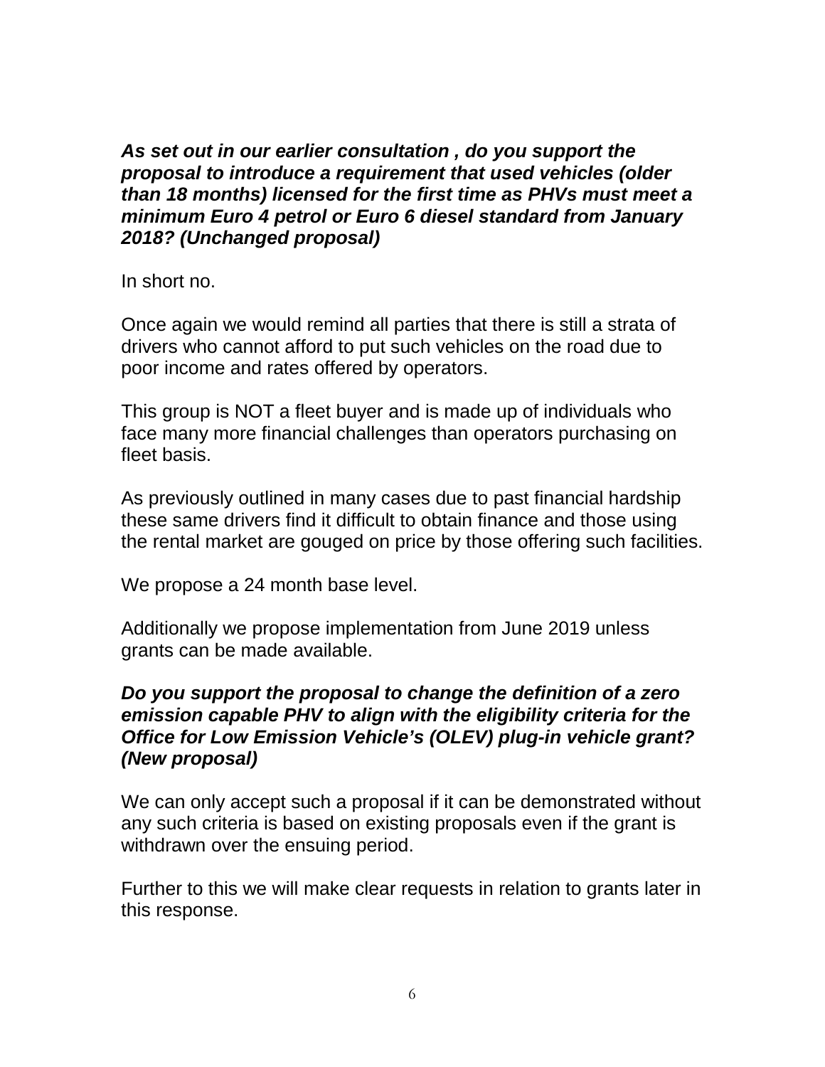***As set out in our earlier consultation , do you support the proposal to introduce a requirement that used vehicles (older than 18 months) licensed for the first time as PHVs must meet a minimum Euro 4 petrol or Euro 6 diesel standard from January 2018? (Unchanged proposal)***

In short no.

Once again we would remind all parties that there is still a strata of drivers who cannot afford to put such vehicles on the road due to poor income and rates offered by operators.

This group is NOT a fleet buyer and is made up of individuals who face many more financial challenges than operators purchasing on fleet basis.

As previously outlined in many cases due to past financial hardship these same drivers find it difficult to obtain finance and those using the rental market are gouged on price by those offering such facilities.

We propose a 24 month base level.

Additionally we propose implementation from June 2019 unless grants can be made available.

***Do you support the proposal to change the definition of a zero emission capable PHV to align with the eligibility criteria for the Office for Low Emission Vehicle's (OLEV) plug-in vehicle grant? (New proposal)***

We can only accept such a proposal if it can be demonstrated without any such criteria is based on existing proposals even if the grant is withdrawn over the ensuing period.

Further to this we will make clear requests in relation to grants later in this response.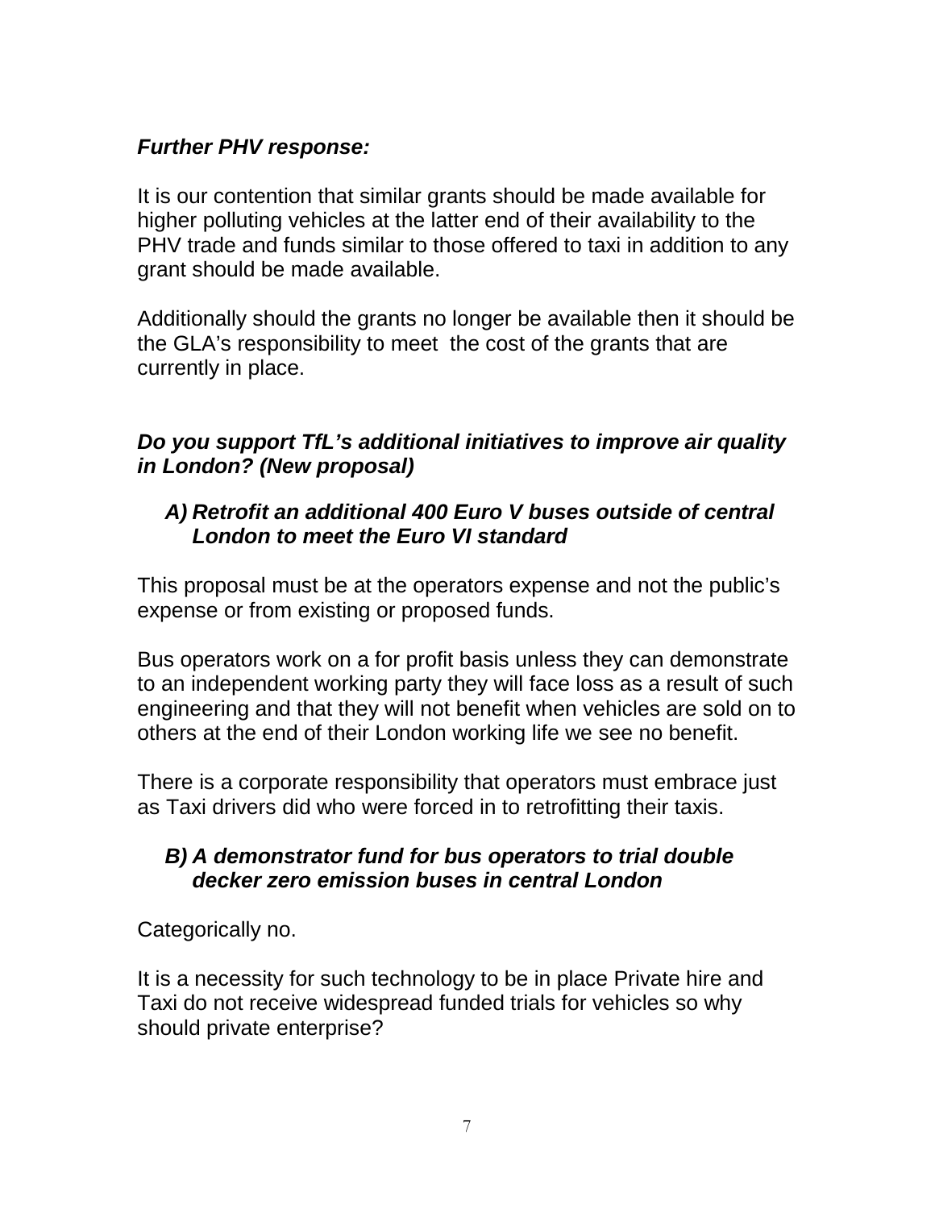***Further PHV response:***

It is our contention that similar grants should be made available for higher polluting vehicles at the latter end of their availability to the PHV trade and funds similar to those offered to taxi in addition to any grant should be made available.

Additionally should the grants no longer be available then it should be the GLA's responsibility to meet the cost of the grants that are currently in place.

***Do you support TfL's additional initiatives to improve air quality in London? (New proposal)***

***A) Retrofit an additional 400 Euro V buses outside of central London to meet the Euro VI standard***

This proposal must be at the operators expense and not the public's expense or from existing or proposed funds.

Bus operators work on a for profit basis unless they can demonstrate to an independent working party they will face loss as a result of such engineering and that they will not benefit when vehicles are sold on to others at the end of their London working life we see no benefit.

There is a corporate responsibility that operators must embrace just as Taxi drivers did who were forced in to retrofitting their taxis.

***B) A demonstrator fund for bus operators to trial double decker zero emission buses in central London***

Categorically no.

It is a necessity for such technology to be in place Private hire and Taxi do not receive widespread funded trials for vehicles so why should private enterprise?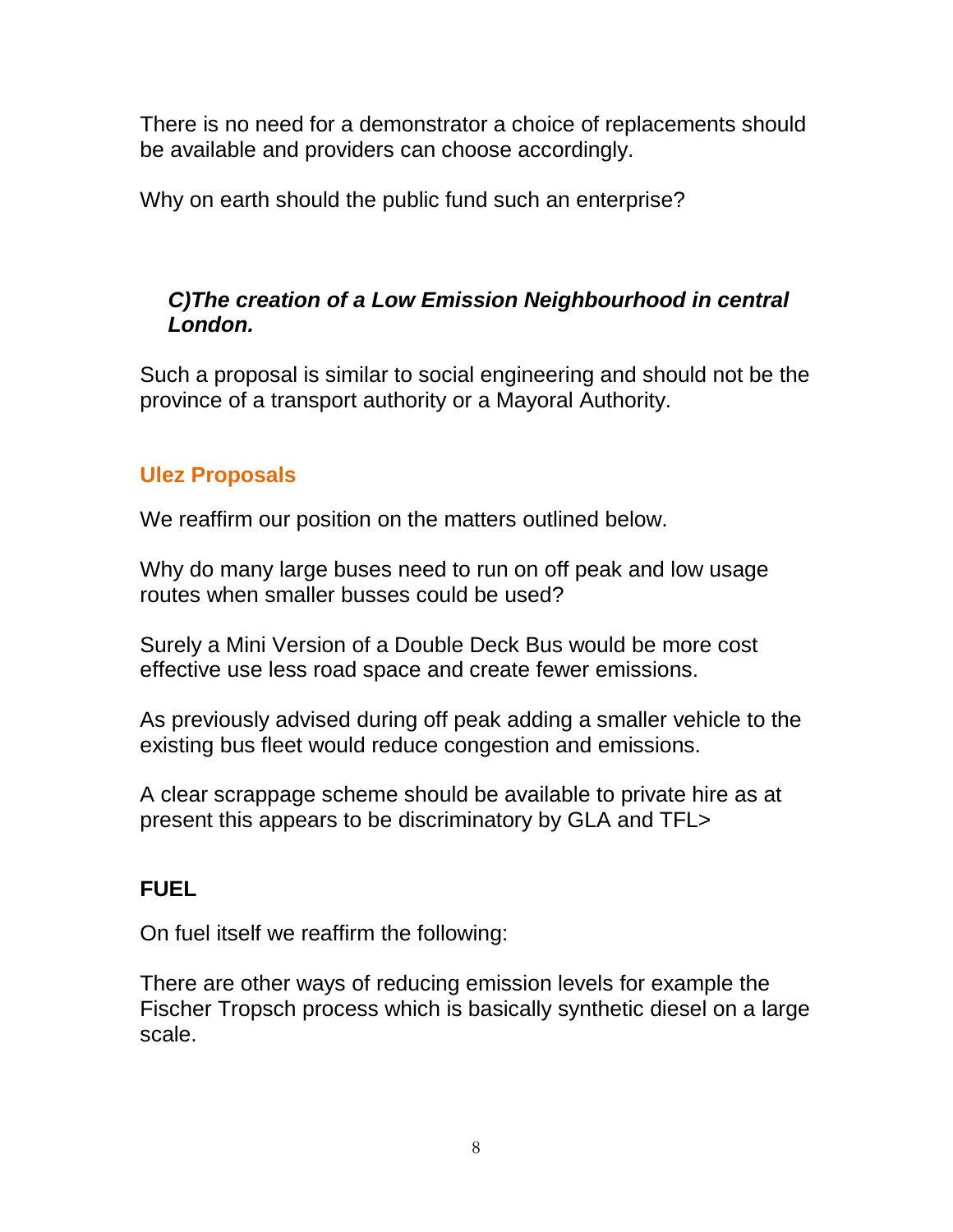There is no need for a demonstrator a choice of replacements should be available and providers can choose accordingly.

Why on earth should the public fund such an enterprise?

***C)The creation of a Low Emission Neighbourhood in central London.***

Such a proposal is similar to social engineering and should not be the province of a transport authority or a Mayoral Authority.

## Ulez Proposals

We reaffirm our position on the matters outlined below.

Why do many large buses need to run on off peak and low usage routes when smaller busses could be used?

Surely a Mini Version of a Double Deck Bus would be more cost effective use less road space and create fewer emissions.

As previously advised during off peak adding a smaller vehicle to the existing bus fleet would reduce congestion and emissions.

A clear scrappage scheme should be available to private hire as at present this appears to be discriminatory by GLA and TFL>

## FUEL

On fuel itself we reaffirm the following:

There are other ways of reducing emission levels for example the Fischer Tropsch process which is basically synthetic diesel on a large scale.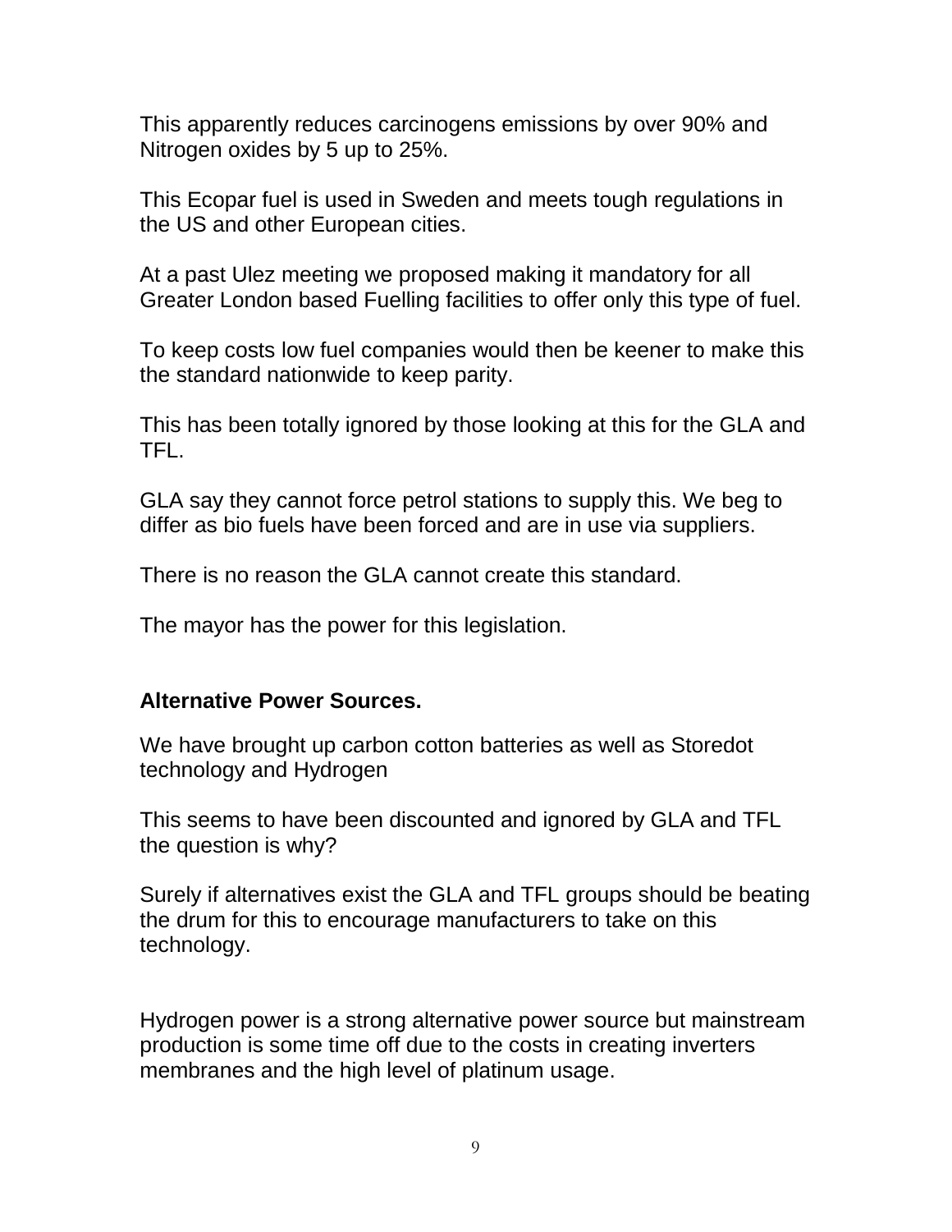This apparently reduces carcinogens emissions by over 90% and Nitrogen oxides by 5 up to 25%.

This Ecopar fuel is used in Sweden and meets tough regulations in the US and other European cities.

At a past Ulez meeting we proposed making it mandatory for all Greater London based Fuelling facilities to offer only this type of fuel.

To keep costs low fuel companies would then be keener to make this the standard nationwide to keep parity.

This has been totally ignored by those looking at this for the GLA and TFL.

GLA say they cannot force petrol stations to supply this. We beg to differ as bio fuels have been forced and are in use via suppliers.

There is no reason the GLA cannot create this standard.

The mayor has the power for this legislation.

**Alternative Power Sources.**

We have brought up carbon cotton batteries as well as Storedot technology and Hydrogen

This seems to have been discounted and ignored by GLA and TFL the question is why?

Surely if alternatives exist the GLA and TFL groups should be beating the drum for this to encourage manufacturers to take on this technology.

Hydrogen power is a strong alternative power source but mainstream production is some time off due to the costs in creating inverters membranes and the high level of platinum usage.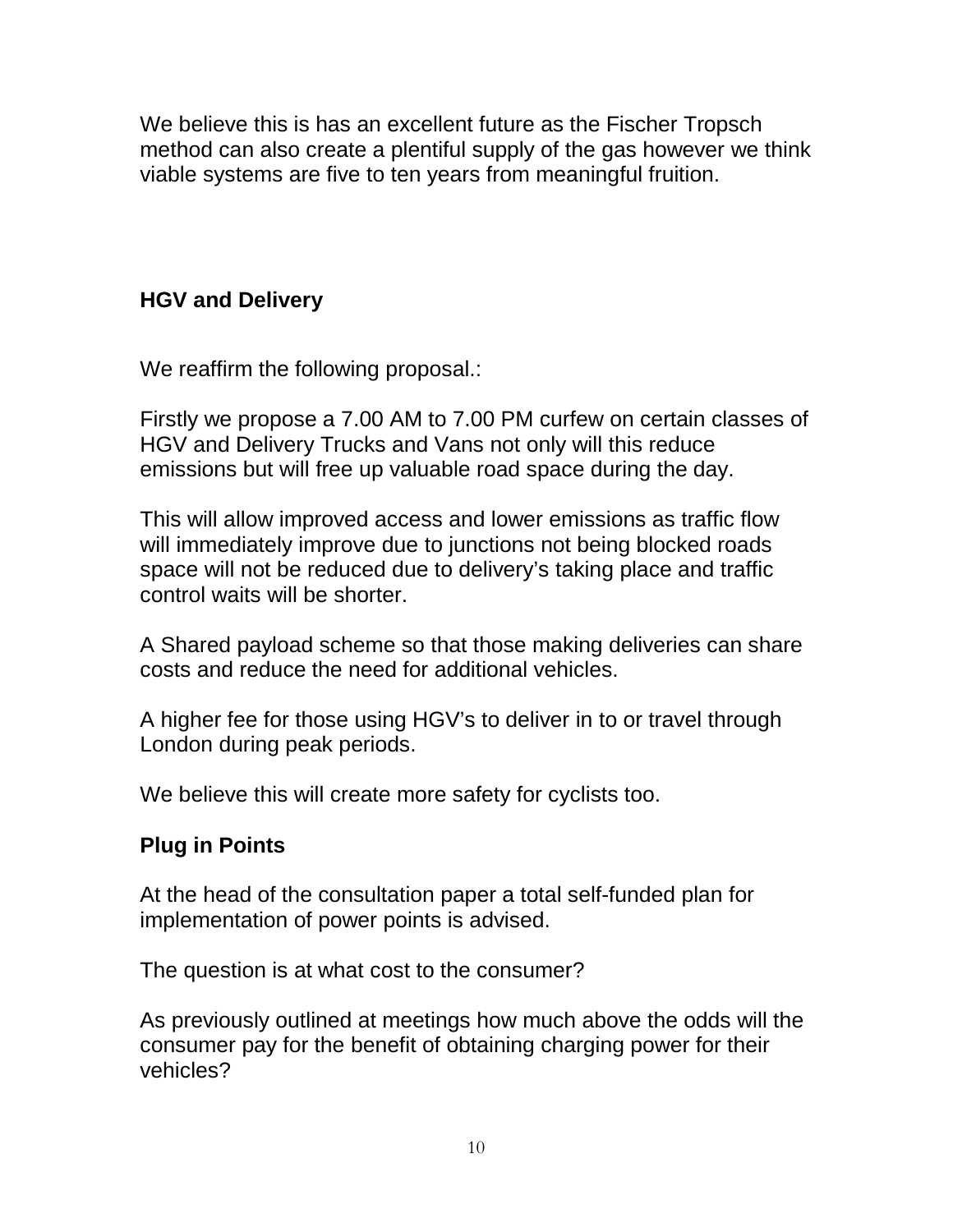We believe this is has an excellent future as the Fischer Tropsch method can also create a plentiful supply of the gas however we think viable systems are five to ten years from meaningful fruition.

## HGV and Delivery

We reaffirm the following proposal.:

Firstly we propose a 7.00 AM to 7.00 PM curfew on certain classes of HGV and Delivery Trucks and Vans not only will this reduce emissions but will free up valuable road space during the day.

This will allow improved access and lower emissions as traffic flow will immediately improve due to junctions not being blocked roads space will not be reduced due to delivery's taking place and traffic control waits will be shorter.

A Shared payload scheme so that those making deliveries can share costs and reduce the need for additional vehicles.

A higher fee for those using HGV's to deliver in to or travel through London during peak periods.

We believe this will create more safety for cyclists too.

## Plug in Points

At the head of the consultation paper a total self-funded plan for implementation of power points is advised.

The question is at what cost to the consumer?

As previously outlined at meetings how much above the odds will the consumer pay for the benefit of obtaining charging power for their vehicles?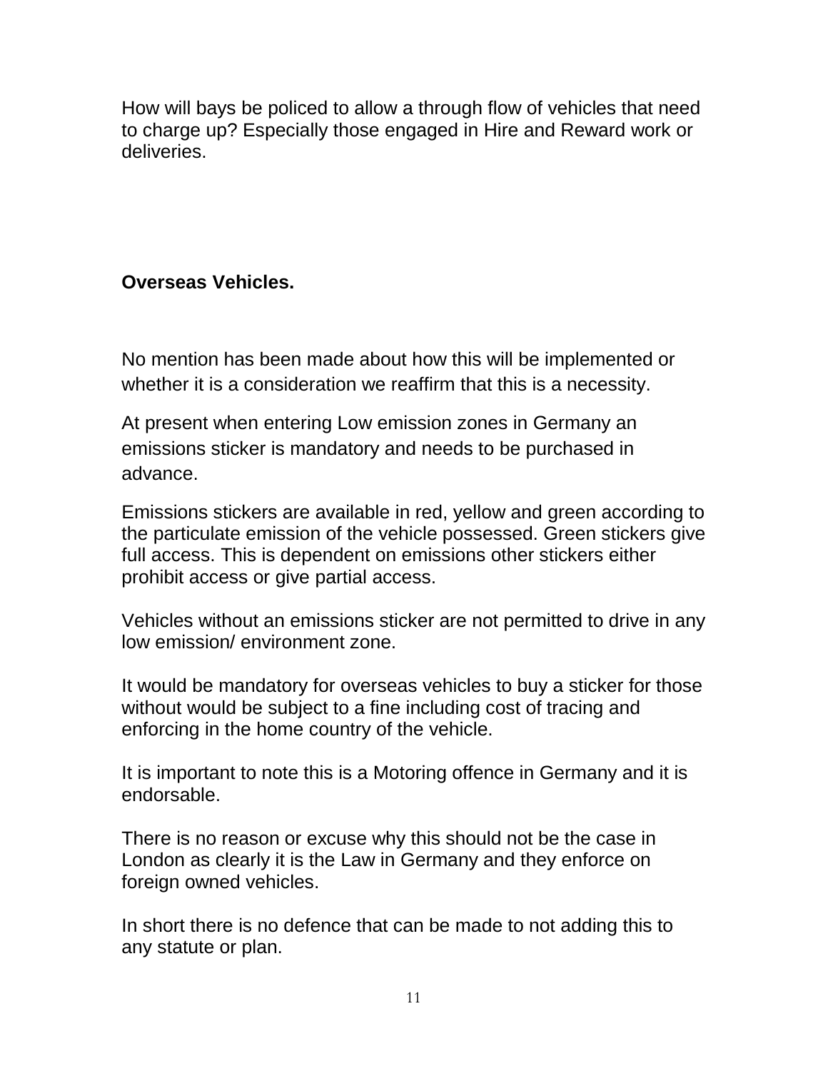How will bays be policed to allow a through flow of vehicles that need to charge up? Especially those engaged in Hire and Reward work or deliveries.

**Overseas Vehicles.**

No mention has been made about how this will be implemented or whether it is a consideration we reaffirm that this is a necessity.

At present when entering Low emission zones in Germany an emissions sticker is mandatory and needs to be purchased in advance.

Emissions stickers are available in red, yellow and green according to the particulate emission of the vehicle possessed. Green stickers give full access. This is dependent on emissions other stickers either prohibit access or give partial access.

Vehicles without an emissions sticker are not permitted to drive in any low emission/ environment zone.

It would be mandatory for overseas vehicles to buy a sticker for those without would be subject to a fine including cost of tracing and enforcing in the home country of the vehicle.

It is important to note this is a Motoring offence in Germany and it is endorsable.

There is no reason or excuse why this should not be the case in London as clearly it is the Law in Germany and they enforce on foreign owned vehicles.

In short there is no defence that can be made to not adding this to any statute or plan.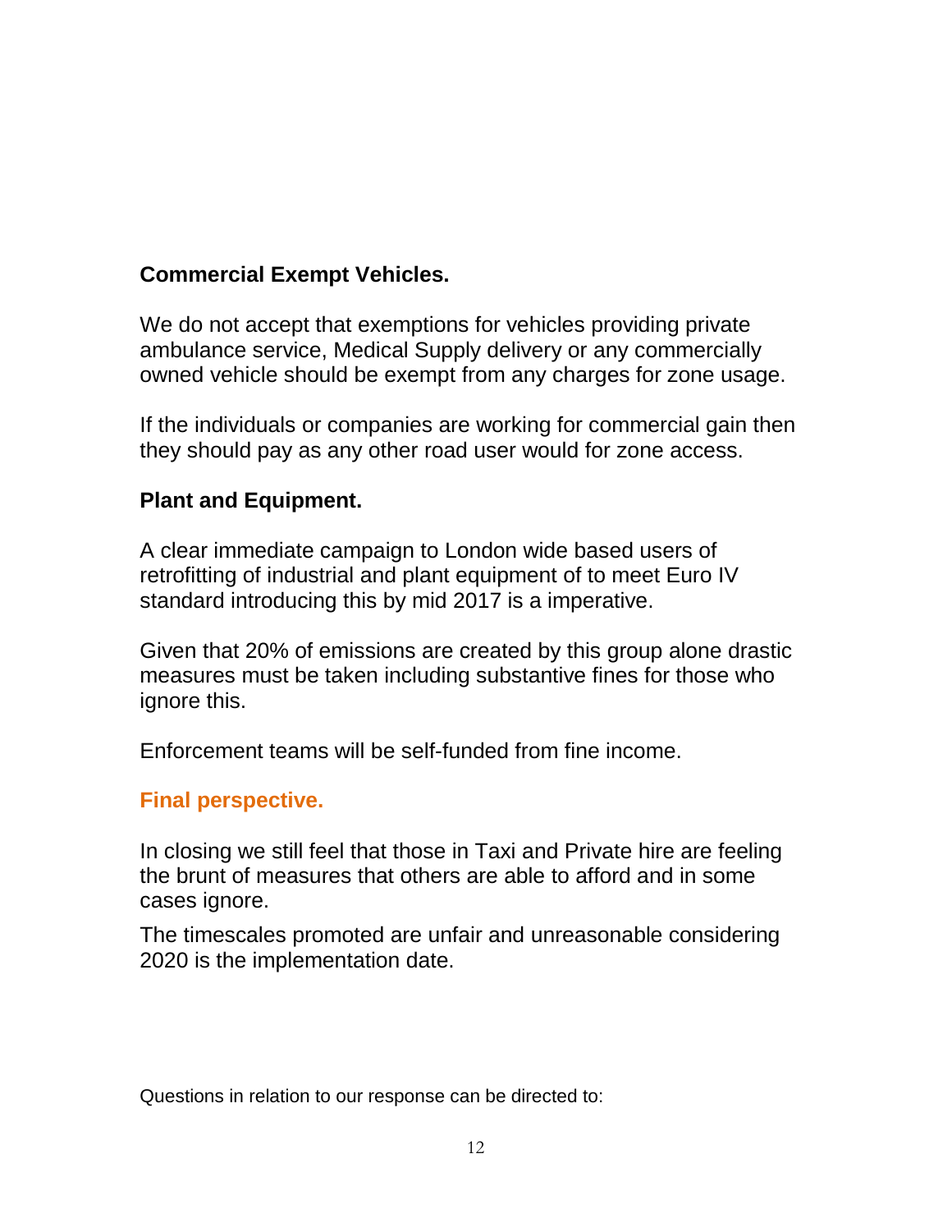**Commercial Exempt Vehicles.**

We do not accept that exemptions for vehicles providing private ambulance service, Medical Supply delivery or any commercially owned vehicle should be exempt from any charges for zone usage.

If the individuals or companies are working for commercial gain then they should pay as any other road user would for zone access.

**Plant and Equipment.**

A clear immediate campaign to London wide based users of retrofitting of industrial and plant equipment of to meet Euro IV standard introducing this by mid 2017 is a imperative.

Given that 20% of emissions are created by this group alone drastic measures must be taken including substantive fines for those who ignore this.

Enforcement teams will be self-funded from fine income.

**Final perspective.**

In closing we still feel that those in Taxi and Private hire are feeling the brunt of measures that others are able to afford and in some cases ignore.

The timescales promoted are unfair and unreasonable considering 2020 is the implementation date.

Questions in relation to our response can be directed to: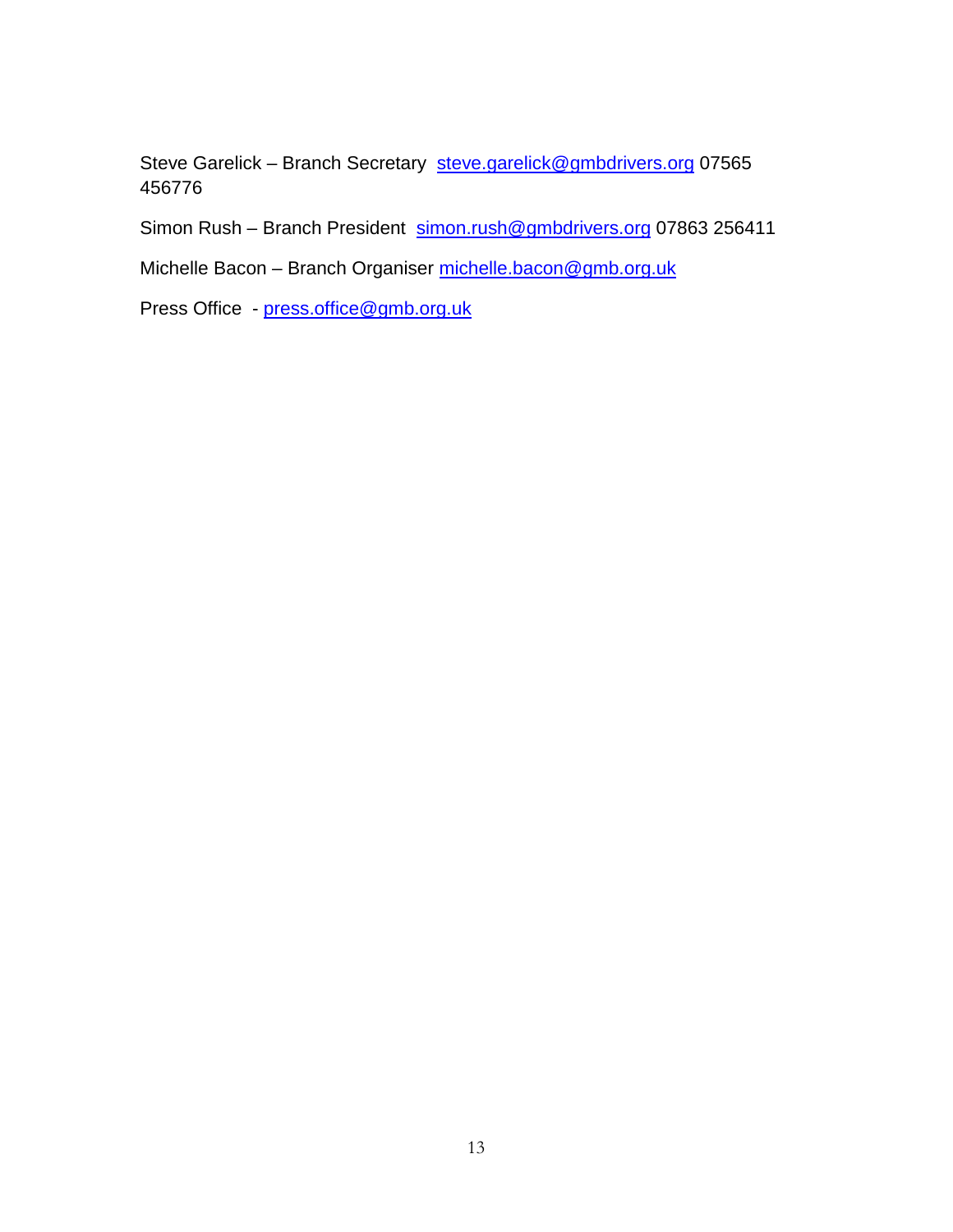Steve Garelick – Branch Secretary steve.garelick@gmbdrivers.org 07565 456776

Simon Rush – Branch President simon.rush@gmbdrivers.org 07863 256411

Michelle Bacon – Branch Organiser michelle.bacon@gmb.org.uk

Press Office - press.office@gmb.org.uk